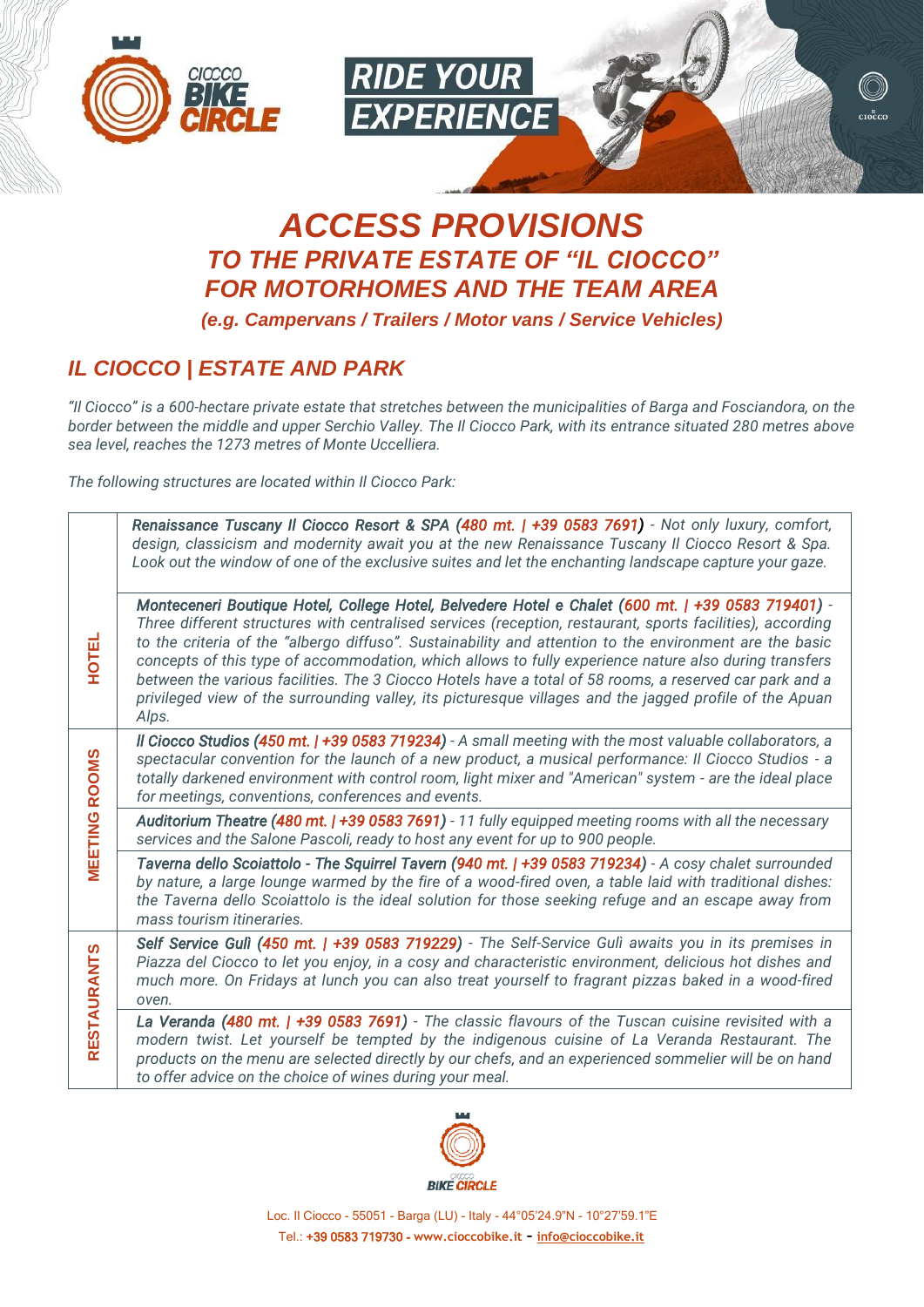RIDE YOUR EXPERIENCE

# ACCESS PROVISIONS
## TO THE PRIVATE ESTATE OF "IL CIOCCO" FOR MOTORHOMES AND THE TEAM AREA

***(e.g. Campervans / Trailers / Motor vans / Service Vehicles)***

## IL CIOCCO | ESTATE AND PARK

*"Il Ciocco" is a 600-hectare private estate that stretches between the municipalities of Barga and Fosciandora, on the border between the middle and upper Serchio Valley. The Il Ciocco Park, with its entrance situated 280 metres above sea level, reaches the 1273 metres of Monte Uccelliera.*

*The following structures are located within Il Ciocco Park:*

| | |
|---|---|
| **HOTEL** | ***Renaissance Tuscany Il Ciocco Resort & SPA (480 mt. \| +39 0583 7691)*** *- Not only luxury, comfort, design, classicism and modernity await you at the new Renaissance Tuscany Il Ciocco Resort & Spa. Look out the window of one of the exclusive suites and let the enchanting landscape capture your gaze.* |
| | ***Monteceneri Boutique Hotel, College Hotel, Belvedere Hotel e Chalet (600 mt. \| +39 0583 719401)*** *- Three different structures with centralised services (reception, restaurant, sports facilities), according to the criteria of the "albergo diffuso". Sustainability and attention to the environment are the basic concepts of this type of accommodation, which allows to fully experience nature also during transfers between the various facilities. The 3 Ciocco Hotels have a total of 58 rooms, a reserved car park and a privileged view of the surrounding valley, its picturesque villages and the jagged profile of the Apuan Alps.* |
| **MEETING ROOMS** | ***Il Ciocco Studios (450 mt. \| +39 0583 719234)*** *- A small meeting with the most valuable collaborators, a spectacular convention for the launch of a new product, a musical performance: Il Ciocco Studios - a totally darkened environment with control room, light mixer and "American" system - are the ideal place for meetings, conventions, conferences and events.* |
| | ***Auditorium Theatre (480 mt. \| +39 0583 7691)*** *- 11 fully equipped meeting rooms with all the necessary services and the Salone Pascoli, ready to host any event for up to 900 people.* |
| | ***Taverna dello Scoiattolo - The Squirrel Tavern (940 mt. \| +39 0583 719234)*** *- A cosy chalet surrounded by nature, a large lounge warmed by the fire of a wood-fired oven, a table laid with traditional dishes: the Taverna dello Scoiattolo is the ideal solution for those seeking refuge and an escape away from mass tourism itineraries.* |
| **RESTAURANTS** | ***Self Service Gulì (450 mt. \| +39 0583 719229)*** *- The Self-Service Gulì awaits you in its premises in Piazza del Ciocco to let you enjoy, in a cosy and characteristic environment, delicious hot dishes and much more. On Fridays at lunch you can also treat yourself to fragrant pizzas baked in a wood-fired oven.* |
| | ***La Veranda (480 mt. \| +39 0583 7691)*** *- The classic flavours of the Tuscan cuisine revisited with a modern twist. Let yourself be tempted by the indigenous cuisine of La Veranda Restaurant. The products on the menu are selected directly by our chefs, and an experienced sommelier will be on hand to offer advice on the choice of wines during your meal.* |

Loc. Il Ciocco - 55051 - Barga (LU) - Italy - 44°05'24.9"N - 10°27'59.1"E
Tel.: +39 0583 719730 - www.cioccobike.it - info@cioccobike.it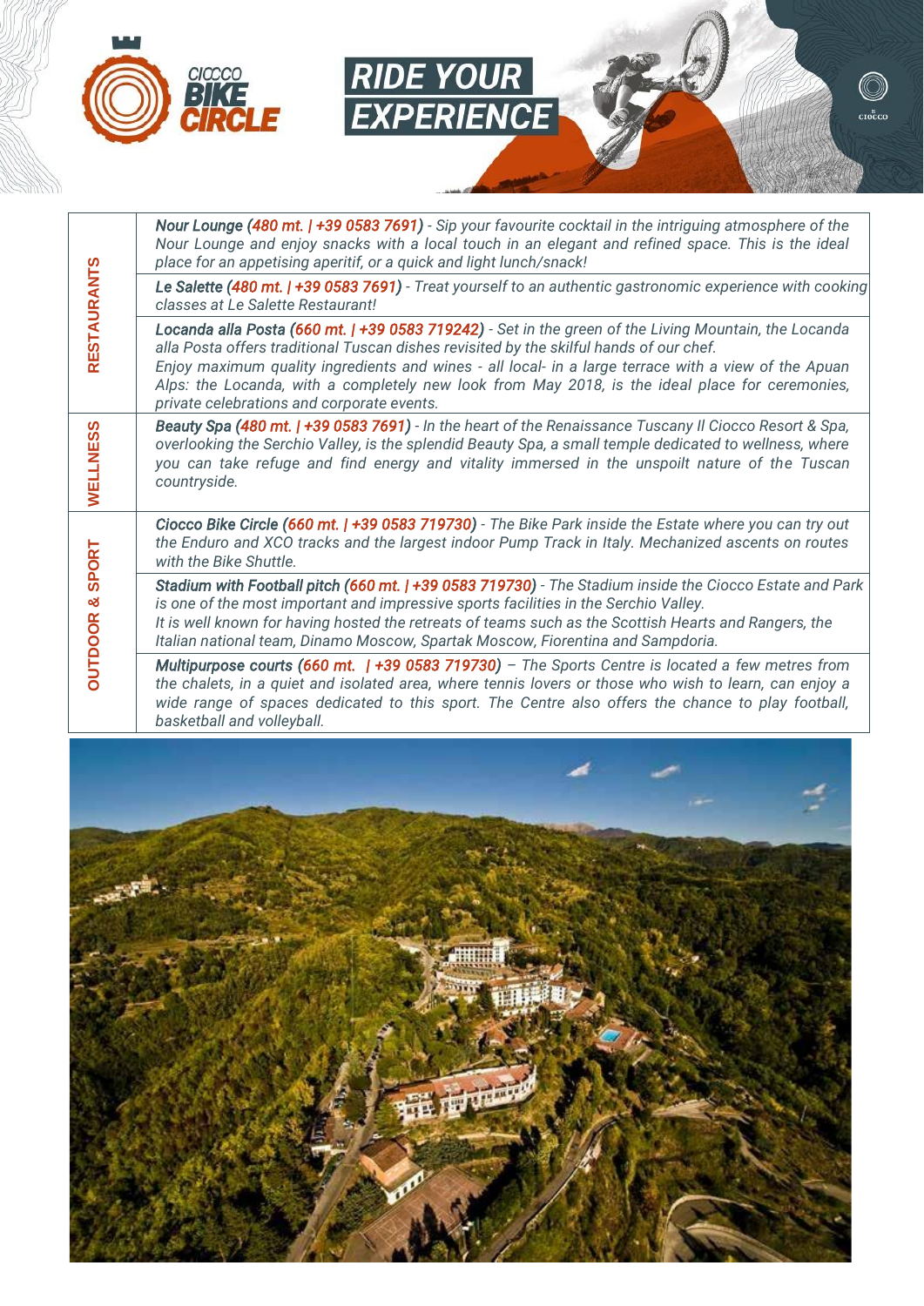# RIDE YOUR EXPERIENCE

| | |
|---|---|
| **RESTAURANTS** | ***Nour Lounge** (480 mt. \| +39 0583 7691)* - *Sip your favourite cocktail in the intriguing atmosphere of the Nour Lounge and enjoy snacks with a local touch in an elegant and refined space. This is the ideal place for an appetising aperitif, or a quick and light lunch/snack!* |
| | ***Le Salette** (480 mt. \| +39 0583 7691)* - *Treat yourself to an authentic gastronomic experience with cooking classes at Le Salette Restaurant!* |
| | ***Locanda alla Posta** (660 mt. \| +39 0583 719242)* - *Set in the green of the Living Mountain, the Locanda alla Posta offers traditional Tuscan dishes revisited by the skilful hands of our chef. Enjoy maximum quality ingredients and wines - all local- in a large terrace with a view of the Apuan Alps: the Locanda, with a completely new look from May 2018, is the ideal place for ceremonies, private celebrations and corporate events.* |
| **WELLNESS** | ***Beauty Spa** (480 mt. \| +39 0583 7691)* - *In the heart of the Renaissance Tuscany Il Ciocco Resort & Spa, overlooking the Serchio Valley, is the splendid Beauty Spa, a small temple dedicated to wellness, where you can take refuge and find energy and vitality immersed in the unspoilt nature of the Tuscan countryside.* |
| **OUTDOOR & SPORT** | ***Ciocco Bike Circle** (660 mt. \| +39 0583 719730)* - *The Bike Park inside the Estate where you can try out the Enduro and XCO tracks and the largest indoor Pump Track in Italy. Mechanized ascents on routes with the Bike Shuttle.* |
| | ***Stadium with Football pitch** (660 mt. \| +39 0583 719730)* - *The Stadium inside the Ciocco Estate and Park is one of the most important and impressive sports facilities in the Serchio Valley. It is well known for having hosted the retreats of teams such as the Scottish Hearts and Rangers, the Italian national team, Dinamo Moscow, Spartak Moscow, Fiorentina and Sampdoria.* |
| | ***Multipurpose courts** (660 mt. \| +39 0583 719730)* – *The Sports Centre is located a few metres from the chalets, in a quiet and isolated area, where tennis lovers or those who wish to learn, can enjoy a wide range of spaces dedicated to this sport. The Centre also offers the chance to play football, basketball and volleyball.* |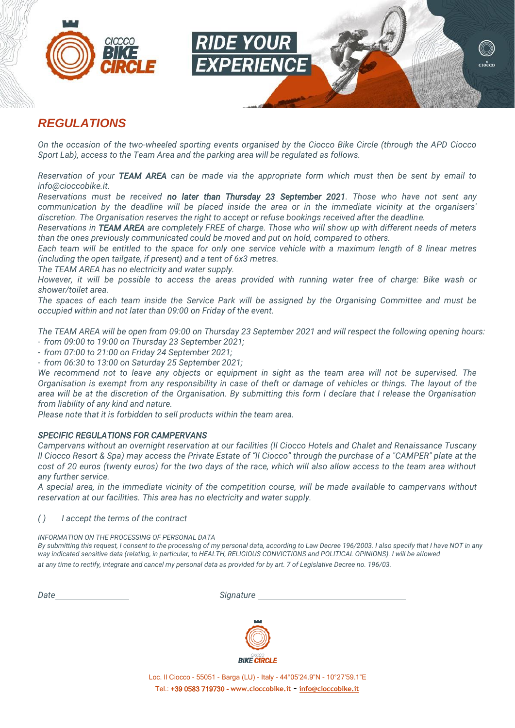## *REGULATIONS*

*On the occasion of the two-wheeled sporting events organised by the Ciocco Bike Circle (through the APD Ciocco Sport Lab), access to the Team Area and the parking area will be regulated as follows.*

*Reservation of your **TEAM AREA** can be made via the appropriate form which must then be sent by email to info@cioccobike.it.*

*Reservations must be received **no later than Thursday 23 September 2021**. Those who have not sent any communication by the deadline will be placed inside the area or in the immediate vicinity at the organisers' discretion. The Organisation reserves the right to accept or refuse bookings received after the deadline.*

*Reservations in **TEAM AREA** are completely FREE of charge. Those who will show up with different needs of meters than the ones previously communicated could be moved and put on hold, compared to others.*

*Each team will be entitled to the space for only one service vehicle with a maximum length of 8 linear metres (including the open tailgate, if present) and a tent of 6x3 metres.*

*The TEAM AREA has no electricity and water supply.*

*However, it will be possible to access the areas provided with running water free of charge: Bike wash or shower/toilet area.*

*The spaces of each team inside the Service Park will be assigned by the Organising Committee and must be occupied within and not later than 09:00 on Friday of the event.*

*The TEAM AREA will be open from 09:00 on Thursday 23 September 2021 and will respect the following opening hours:*

- *from 09:00 to 19:00 on Thursday 23 September 2021;*
- *from 07:00 to 21:00 on Friday 24 September 2021;*
- *from 06:30 to 13:00 on Saturday 25 September 2021;*

*We recommend not to leave any objects or equipment in sight as the team area will not be supervised. The Organisation is exempt from any responsibility in case of theft or damage of vehicles or things. The layout of the area will be at the discretion of the Organisation. By submitting this form I declare that I release the Organisation from liability of any kind and nature.*

*Please note that it is forbidden to sell products within the team area.*

### *SPECIFIC REGULATIONS FOR CAMPERVANS*

*Campervans without an overnight reservation at our facilities (Il Ciocco Hotels and Chalet and Renaissance Tuscany Il Ciocco Resort & Spa) may access the Private Estate of "Il Ciocco" through the purchase of a "CAMPER" plate at the cost of 20 euros (twenty euros) for the two days of the race, which will also allow access to the team area without any further service.*

*A special area, in the immediate vicinity of the competition course, will be made available to campervans without reservation at our facilities. This area has no electricity and water supply.*

*( ) I accept the terms of the contract*

*INFORMATION ON THE PROCESSING OF PERSONAL DATA*

*By submitting this request, I consent to the processing of my personal data, according to Law Decree 196/2003. I also specify that I have NOT in any way indicated sensitive data (relating, in particular, to HEALTH, RELIGIOUS CONVICTIONS and POLITICAL OPINIONS). I will be allowed at any time to rectify, integrate and cancel my personal data as provided for by art. 7 of Legislative Decree no. 196/03.*

*Date* ________________ *Signature* ______________________________

Loc. Il Ciocco - 55051 - Barga (LU) - Italy - 44°05'24.9"N - 10°27'59.1"E

Tel.: +39 0583 719730 - www.cioccobike.it - info@cioccobike.it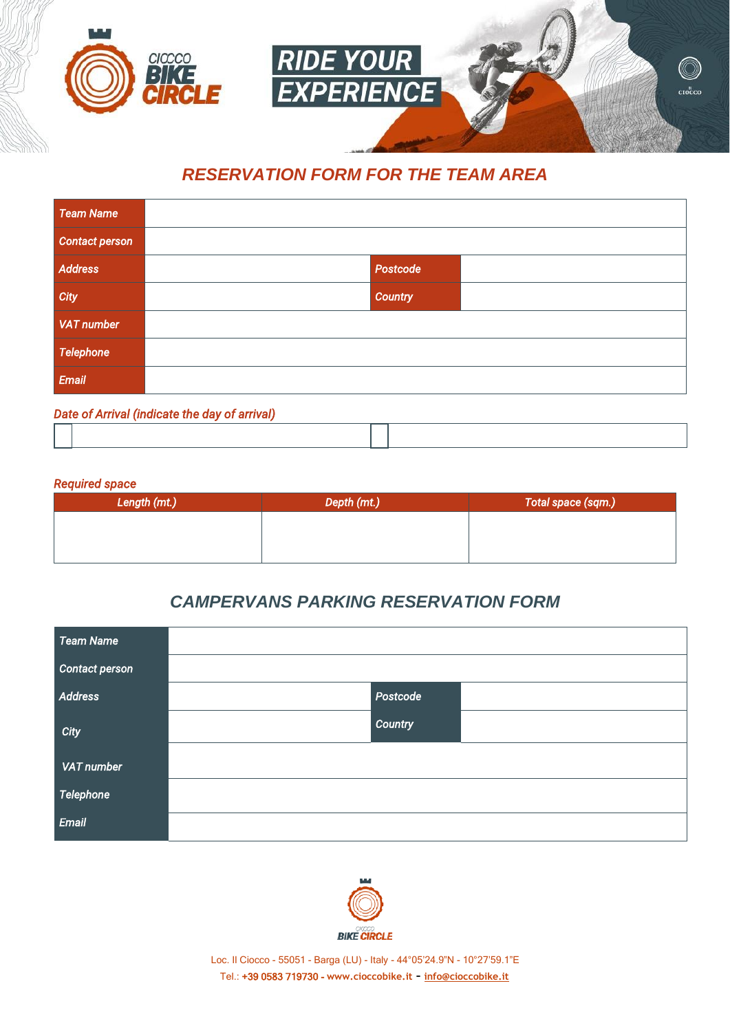RIDE YOUR EXPERIENCE

## RESERVATION FORM FOR THE TEAM AREA

| Team Name | | | |
|---|---|---|---|
| Contact person | | | |
| Address | | Postcode | |
| City | | Country | |
| VAT number | | | |
| Telephone | | | |
| Email | | | |

*Date of Arrival (indicate the day of arrival)*

| ☐ | | ☐ | |
|---|---|---|---|

*Required space*

| Length (mt.) | Depth (mt.) | Total space (sqm.) |
|---|---|---|
| | | |

## CAMPERVANS PARKING RESERVATION FORM

| Team Name | | | |
|---|---|---|---|
| Contact person | | | |
| Address | | Postcode | |
| City | | Country | |
| VAT number | | | |
| Telephone | | | |
| Email | | | |

Loc. Il Ciocco - 55051 - Barga (LU) - Italy - 44°05'24.9"N - 10°27'59.1"E
Tel.: +39 0583 719730 - www.cioccobike.it - info@cioccobike.it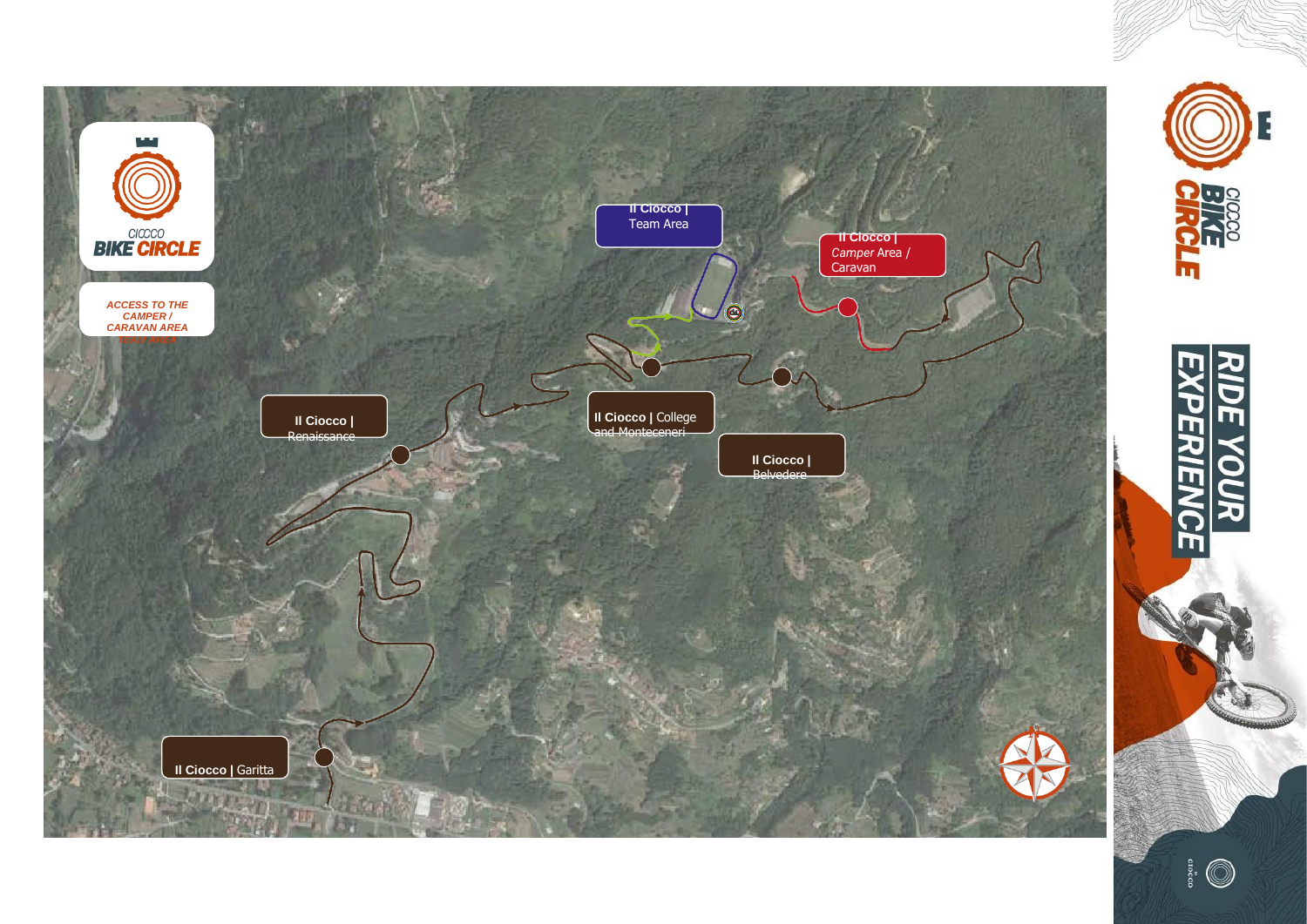CIOCCO
BIKE CIRCLE

*ACCESS TO THE CAMPER / CARAVAN AREA*

**Il Ciocco |** Team Area

**Il Ciocco |** *Camper* Area / Caravan

**Il Ciocco |** Renaissance

**Il Ciocco |** College and Monteceneri

**Il Ciocco |** Belvedere

**Il Ciocco |** Garitta

CIOCCO BIKE CIRCLE

RIDE YOUR EXPERIENCE